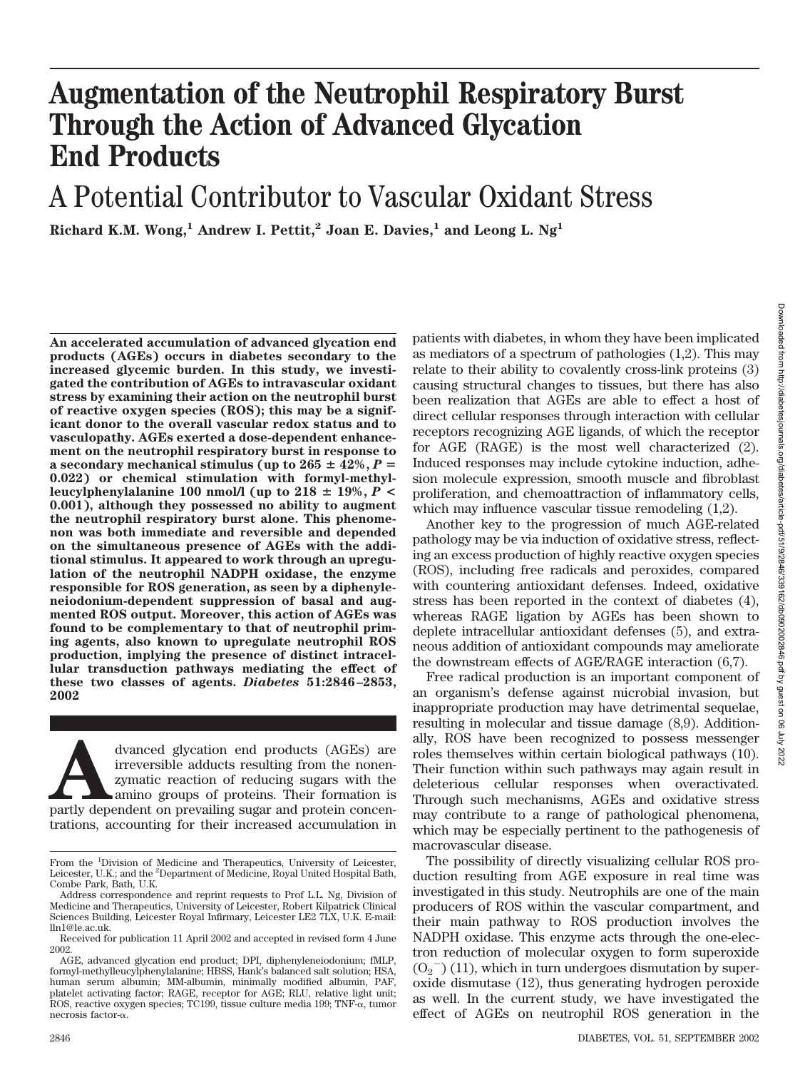# Augmentation of the Neutrophil Respiratory Burst Through the Action of Advanced Glycation End Products

## A Potential Contributor to Vascular Oxidant Stress

**Richard K.M. Wong,[1] Andrew I. Pettit,[2] Joan E. Davies,[1] and Leong L. Ng[1]**

**An accelerated accumulation of advanced glycation end products (AGEs) occurs in diabetes secondary to the increased glycemic burden. In this study, we investigated the contribution of AGEs to intravascular oxidant stress by examining their action on the neutrophil burst of reactive oxygen species (ROS); this may be a significant donor to the overall vascular redox status and to vasculopathy. AGEs exerted a dose-dependent enhancement on the neutrophil respiratory burst in response to a secondary mechanical stimulus (up to 265 ± 42%, $P = 0.022$) or chemical stimulation with formyl-methylleucylphenylalanine 100 nmol/l (up to 218 ± 19%, $P < 0.001$), although they possessed no ability to augment the neutrophil respiratory burst alone. This phenomenon was both immediate and reversible and depended on the simultaneous presence of AGEs with the additional stimulus. It appeared to work through an upregulation of the neutrophil NADPH oxidase, the enzyme responsible for ROS generation, as seen by a diphenyleneiodonium-dependent suppression of basal and augmented ROS output. Moreover, this action of AGEs was found to be complementary to that of neutrophil priming agents, also known to upregulate neutrophil ROS production, implying the presence of distinct intracellular transduction pathways mediating the effect of these two classes of agents.** ***Diabetes* 51:2846–2853, 2002**

Advanced glycation end products (AGEs) are irreversible adducts resulting from the nonenzymatic reaction of reducing sugars with the amino groups of proteins. Their formation is partly dependent on prevailing sugar and protein concentrations, accounting for their increased accumulation in patients with diabetes, in whom they have been implicated as mediators of a spectrum of pathologies (1,2). This may relate to their ability to covalently cross-link proteins (3) causing structural changes to tissues, but there has also been realization that AGEs are able to effect a host of direct cellular responses through interaction with cellular receptors recognizing AGE ligands, of which the receptor for AGE (RAGE) is the most well characterized (2). Induced responses may include cytokine induction, adhesion molecule expression, smooth muscle and fibroblast proliferation, and chemoattraction of inflammatory cells, which may influence vascular tissue remodeling (1,2).

Another key to the progression of much AGE-related pathology may be via induction of oxidative stress, reflecting an excess production of highly reactive oxygen species (ROS), including free radicals and peroxides, compared with countering antioxidant defenses. Indeed, oxidative stress has been reported in the context of diabetes (4), whereas RAGE ligation by AGEs has been shown to deplete intracellular antioxidant defenses (5), and extraneous addition of antioxidant compounds may ameliorate the downstream effects of AGE/RAGE interaction (6,7).

Free radical production is an important component of an organism's defense against microbial invasion, but inappropriate production may have detrimental sequelae, resulting in molecular and tissue damage (8,9). Additionally, ROS have been recognized to possess messenger roles themselves within certain biological pathways (10). Their function within such pathways may again result in deleterious cellular responses when overactivated. Through such mechanisms, AGEs and oxidative stress may contribute to a range of pathological phenomena, which may be especially pertinent to the pathogenesis of macrovascular disease.

The possibility of directly visualizing cellular ROS production resulting from AGE exposure in real time was investigated in this study. Neutrophils are one of the main producers of ROS within the vascular compartment, and their main pathway to ROS production involves the NADPH oxidase. This enzyme acts through the one-electron reduction of molecular oxygen to form superoxide ($O_2^-$) (11), which in turn undergoes dismutation by superoxide dismutase (12), thus generating hydrogen peroxide as well. In the current study, we have investigated the effect of AGEs on neutrophil ROS generation in the

From the [1]Division of Medicine and Therapeutics, University of Leicester, Leicester, U.K.; and the [2]Department of Medicine, Royal United Hospital Bath, Combe Park, Bath, U.K.

Address correspondence and reprint requests to Prof L.L. Ng, Division of Medicine and Therapeutics, University of Leicester, Robert Kilpatrick Clinical Sciences Building, Leicester Royal Infirmary, Leicester LE2 7LX, U.K. E-mail: lln1@le.ac.uk.

Received for publication 11 April 2002 and accepted in revised form 4 June 2002.

AGE, advanced glycation end product; DPI, diphenyleneiodonium; fMLP, formyl-methylleucylphenylalanine; HBSS, Hank's balanced salt solution; HSA, human serum albumin; MM-albumin, minimally modified albumin, PAF, platelet activating factor; RAGE, receptor for AGE; RLU, relative light unit; ROS, reactive oxygen species; TC199, tissue culture media 199; TNF-α, tumor necrosis factor-α.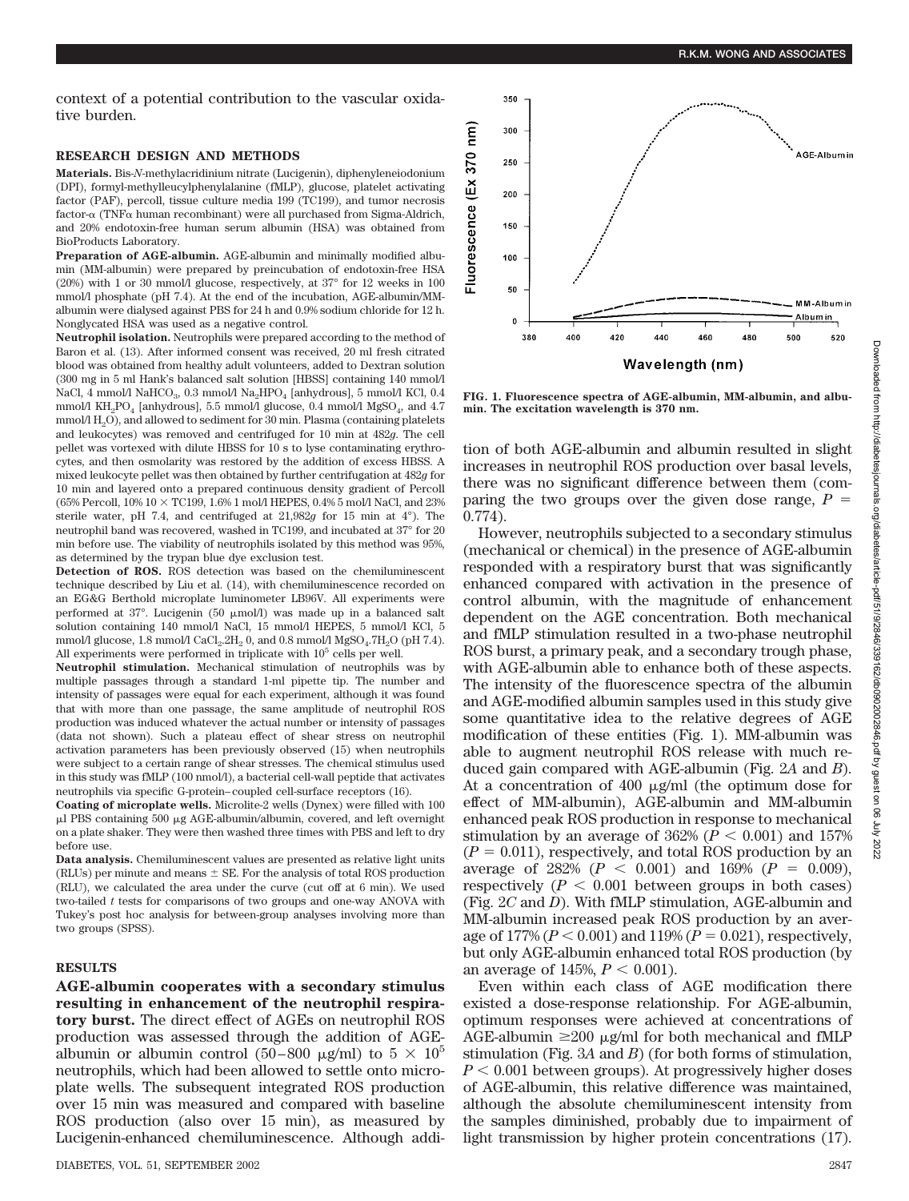context of a potential contribution to the vascular oxidative burden.

## RESEARCH DESIGN AND METHODS

**Materials.** Bis-N-methylacridinium nitrate (Lucigenin), diphenyleneiodonium (DPI), formyl-methylleucylphenylalanine (fMLP), glucose, platelet activating factor (PAF), percoll, tissue culture media 199 (TC199), and tumor necrosis factor-α (TNFα human recombinant) were all purchased from Sigma-Aldrich, and 20% endotoxin-free human serum albumin (HSA) was obtained from BioProducts Laboratory.

**Preparation of AGE-albumin.** AGE-albumin and minimally modified albumin (MM-albumin) were prepared by preincubation of endotoxin-free HSA (20%) with 1 or 30 mmol/l glucose, respectively, at 37° for 12 weeks in 100 mmol/l phosphate (pH 7.4). At the end of the incubation, AGE-albumin/MM-albumin were dialysed against PBS for 24 h and 0.9% sodium chloride for 12 h. Nonglycated HSA was used as a negative control.

**Neutrophil isolation.** Neutrophils were prepared according to the method of Baron et al. (13). After informed consent was received, 20 ml fresh citrated blood was obtained from healthy adult volunteers, added to Dextran solution (300 mg in 5 ml Hank's balanced salt solution [HBSS] containing 140 mmol/l NaCl, 4 mmol/l $NaHCO_3$, 0.3 mmol/l $Na_2HPO_4$ [anhydrous], 5 mmol/l KCl, 0.4 mmol/l $KH_2PO_4$ [anhydrous], 5.5 mmol/l glucose, 0.4 mmol/l $MgSO_4$, and 4.7 mmol/l $H_2O$), and allowed to sediment for 30 min. Plasma (containing platelets and leukocytes) was removed and centrifuged for 10 min at 482*g*. The cell pellet was vortexed with dilute HBSS for 10 s to lyse contaminating erythrocytes, and then osmolarity was restored by the addition of excess HBSS. A mixed leukocyte pellet was then obtained by further centrifugation at 482*g* for 10 min and layered onto a prepared continuous density gradient of Percoll (65% Percoll, 10% 10 × TC199, 1.6% 1 mol/l HEPES, 0.4% 5 mol/l NaCl, and 23% sterile water, pH 7.4, and centrifuged at 21,982*g* for 15 min at 4°). The neutrophil band was recovered, washed in TC199, and incubated at 37° for 20 min before use. The viability of neutrophils isolated by this method was 95%, as determined by the trypan blue dye exclusion test.

**Detection of ROS.** ROS detection was based on the chemiluminescent technique described by Liu et al. (14), with chemiluminescence recorded on an EG&G Berthold microplate luminometer LB96V. All experiments were performed at 37°. Lucigenin (50 μmol/l) was made up in a balanced salt solution containing 140 mmol/l NaCl, 15 mmol/l HEPES, 5 mmol/l KCl, 5 mmol/l glucose, 1.8 mmol/l $CaCl_2.2H_2O$, and 0.8 mmol/l $MgSO_4.7H_2O$ (pH 7.4). All experiments were performed in triplicate with $10^5$ cells per well.

**Neutrophil stimulation.** Mechanical stimulation of neutrophils was by multiple passages through a standard 1-ml pipette tip. The number and intensity of passages were equal for each experiment, although it was found that with more than one passage, the same amplitude of neutrophil ROS production was induced whatever the actual number or intensity of passages (data not shown). Such a plateau effect of shear stress on neutrophil activation parameters has been previously observed (15) when neutrophils were subject to a certain range of shear stresses. The chemical stimulus used in this study was fMLP (100 nmol/l), a bacterial cell-wall peptide that activates neutrophils via specific G-protein–coupled cell-surface receptors (16).

**Coating of microplate wells.** Microlite-2 wells (Dynex) were filled with 100 μl PBS containing 500 μg AGE-albumin/albumin, covered, and left overnight on a plate shaker. They were then washed three times with PBS and left to dry before use.

**Data analysis.** Chemiluminescent values are presented as relative light units (RLUs) per minute and means ± SE. For the analysis of total ROS production (RLU), we calculated the area under the curve (cut off at 6 min). We used two-tailed *t* tests for comparisons of two groups and one-way ANOVA with Tukey's post hoc analysis for between-group analyses involving more than two groups (SPSS).

## RESULTS

**AGE-albumin cooperates with a secondary stimulus resulting in enhancement of the neutrophil respiratory burst.** The direct effect of AGEs on neutrophil ROS production was assessed through the addition of AGE-albumin or albumin control (50–800 μg/ml) to $5 \times 10^5$ neutrophils, which had been allowed to settle onto microplate wells. The subsequent integrated ROS production over 15 min was measured and compared with baseline ROS production (also over 15 min), as measured by Lucigenin-enhanced chemiluminescence. Although addition of both AGE-albumin and albumin resulted in slight increases in neutrophil ROS production over basal levels, there was no significant difference between them (comparing the two groups over the given dose range, $P = 0.774$).

FIG. 1. Fluorescence spectra of AGE-albumin, MM-albumin, and albumin. The excitation wavelength is 370 nm.

However, neutrophils subjected to a secondary stimulus (mechanical or chemical) in the presence of AGE-albumin responded with a respiratory burst that was significantly enhanced compared with activation in the presence of control albumin, with the magnitude of enhancement dependent on the AGE concentration. Both mechanical and fMLP stimulation resulted in a two-phase neutrophil ROS burst, a primary peak, and a secondary trough phase, with AGE-albumin able to enhance both of these aspects. The intensity of the fluorescence spectra of the albumin and AGE-modified albumin samples used in this study give some quantitative idea to the relative degrees of AGE modification of these entities (Fig. 1). MM-albumin was able to augment neutrophil ROS release with much reduced gain compared with AGE-albumin (Fig. 2*A* and *B*). At a concentration of 400 μg/ml (the optimum dose for effect of MM-albumin), AGE-albumin and MM-albumin enhanced peak ROS production in response to mechanical stimulation by an average of 362% ($P < 0.001$) and 157% ($P = 0.011$), respectively, and total ROS production by an average of 282% ($P < 0.001$) and 169% ($P = 0.009$), respectively ($P < 0.001$ between groups in both cases) (Fig. 2*C* and *D*). With fMLP stimulation, AGE-albumin and MM-albumin increased peak ROS production by an average of 177% ($P < 0.001$) and 119% ($P = 0.021$), respectively, but only AGE-albumin enhanced total ROS production (by an average of 145%, $P < 0.001$).

Even within each class of AGE modification there existed a dose-response relationship. For AGE-albumin, optimum responses were achieved at concentrations of AGE-albumin ≥200 μg/ml for both mechanical and fMLP stimulation (Fig. 3*A* and *B*) (for both forms of stimulation, $P < 0.001$ between groups). At progressively higher doses of AGE-albumin, this relative difference was maintained, although the absolute chemiluminescent intensity from the samples diminished, probably due to impairment of light transmission by higher protein concentrations (17).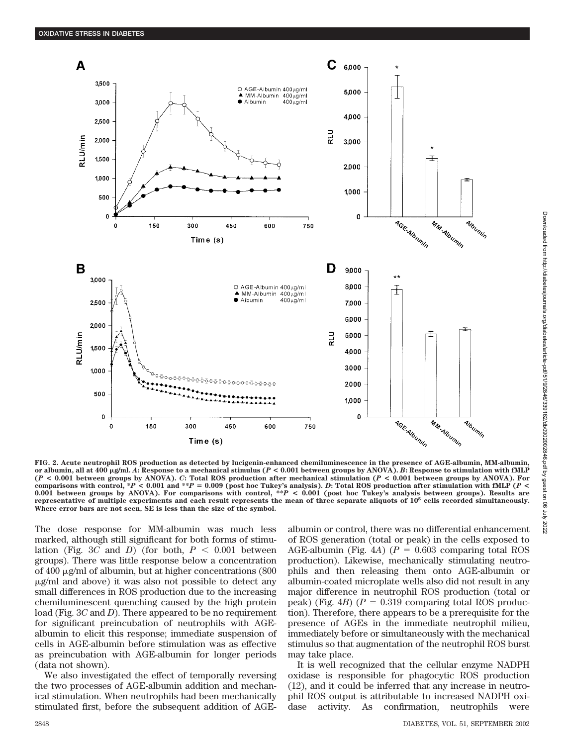FIG. 2. Acute neutrophil ROS production as detected by lucigenin-enhanced chemiluminescence in the presence of AGE-albumin, MM-albumin, or albumin, all at 400 μg/ml. *A*: Response to a mechanical stimulus ($P < 0.001$ between groups by ANOVA). *B*: Response to stimulation with fMLP ($P < 0.001$ between groups by ANOVA). *C*: Total ROS production after mechanical stimulation ($P < 0.001$ between groups by ANOVA). For comparisons with control, *$P < 0.001$ and **$P = 0.009$ (post hoc Tukey's analysis). *D*: Total ROS production after stimulation with fMLP ($P < 0.001$ between groups by ANOVA). For comparisons with control, **$P < 0.001$ (post hoc Tukey's analysis between groups). Results are representative of multiple experiments and each result represents the mean of three separate aliquots of $10^5$ cells recorded simultaneously. Where error bars are not seen, SE is less than the size of the symbol.

The dose response for MM-albumin was much less marked, although still significant for both forms of stimulation (Fig. 3*C* and *D*) (for both, $P < 0.001$ between groups). There was little response below a concentration of 400 μg/ml of albumin, but at higher concentrations (800 μg/ml and above) it was also not possible to detect any small differences in ROS production due to the increasing chemiluminescent quenching caused by the high protein load (Fig. 3*C* and *D*). There appeared to be no requirement for significant preincubation of neutrophils with AGE-albumin to elicit this response; immediate suspension of cells in AGE-albumin before stimulation was as effective as preincubation with AGE-albumin for longer periods (data not shown).

We also investigated the effect of temporally reversing the two processes of AGE-albumin addition and mechanical stimulation. When neutrophils had been mechanically stimulated first, before the subsequent addition of AGE-albumin or control, there was no differential enhancement of ROS generation (total or peak) in the cells exposed to AGE-albumin (Fig. 4*A*) ($P = 0.603$ comparing total ROS production). Likewise, mechanically stimulating neutrophils and then releasing them onto AGE-albumin or albumin-coated microplate wells also did not result in any major difference in neutrophil ROS production (total or peak) (Fig. 4*B*) ($P = 0.319$ comparing total ROS production). Therefore, there appears to be a prerequisite for the presence of AGEs in the immediate neutrophil milieu, immediately before or simultaneously with the mechanical stimulus so that augmentation of the neutrophil ROS burst may take place.

It is well recognized that the cellular enzyme NADPH oxidase is responsible for phagocytic ROS production (12), and it could be inferred that any increase in neutrophil ROS output is attributable to increased NADPH oxidase activity. As confirmation, neutrophils were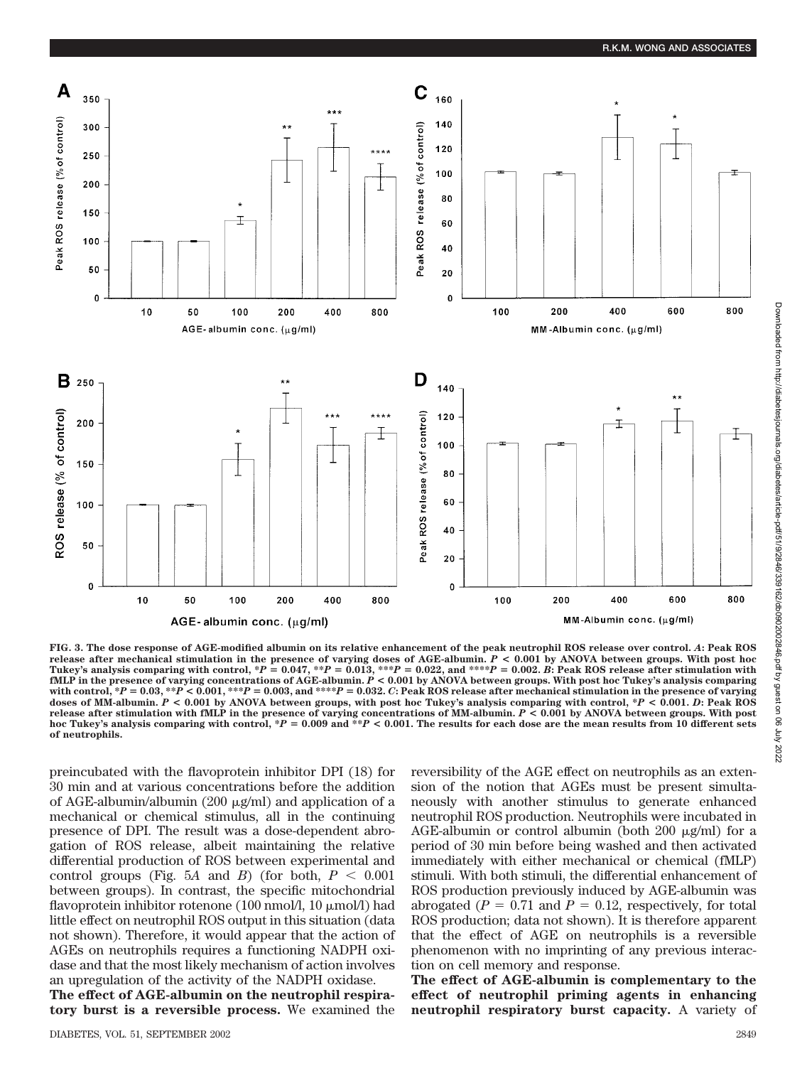**FIG. 3. The dose response of AGE-modified albumin on its relative enhancement of the peak neutrophil ROS release over control.** ***A*****: Peak ROS release after mechanical stimulation in the presence of varying doses of AGE-albumin.** $P < 0.001$ **by ANOVA between groups. With post hoc Tukey's analysis comparing with control, \*$P = 0.047$, \*\*$P = 0.013$, \*\*\*$P = 0.022$, and \*\*\*\*$P = 0.002$.** ***B*****: Peak ROS release after stimulation with fMLP in the presence of varying concentrations of AGE-albumin.** $P < 0.001$ **by ANOVA between groups. With post hoc Tukey's analysis comparing with control, \*$P = 0.03$, \*\*$P < 0.001$, \*\*\*$P = 0.003$, and \*\*\*\*$P = 0.032$.** ***C*****: Peak ROS release after mechanical stimulation in the presence of varying doses of MM-albumin.** $P < 0.001$ **by ANOVA between groups, with post hoc Tukey's analysis comparing with control, \*$P < 0.001$.** ***D*****: Peak ROS release after stimulation with fMLP in the presence of varying concentrations of MM-albumin.** $P < 0.001$ **by ANOVA between groups. With post hoc Tukey's analysis comparing with control, \*$P = 0.009$ and \*\*$P < 0.001$. The results for each dose are the mean results from 10 different sets of neutrophils.**

preincubated with the flavoprotein inhibitor DPI (18) for 30 min and at various concentrations before the addition of AGE-albumin/albumin (200 μg/ml) and application of a mechanical or chemical stimulus, all in the continuing presence of DPI. The result was a dose-dependent abrogation of ROS release, albeit maintaining the relative differential production of ROS between experimental and control groups (Fig. 5*A* and *B*) (for both, $P < 0.001$ between groups). In contrast, the specific mitochondrial flavoprotein inhibitor rotenone (100 nmol/l, 10 μmol/l) had little effect on neutrophil ROS output in this situation (data not shown). Therefore, it would appear that the action of AGEs on neutrophils requires a functioning NADPH oxidase and that the most likely mechanism of action involves an upregulation of the activity of the NADPH oxidase.

**The effect of AGE-albumin on the neutrophil respiratory burst is a reversible process.** We examined the reversibility of the AGE effect on neutrophils as an extension of the notion that AGEs must be present simultaneously with another stimulus to generate enhanced neutrophil ROS production. Neutrophils were incubated in AGE-albumin or control albumin (both 200 μg/ml) for a period of 30 min before being washed and then activated immediately with either mechanical or chemical (fMLP) stimuli. With both stimuli, the differential enhancement of ROS production previously induced by AGE-albumin was abrogated ($P = 0.71$ and $P = 0.12$, respectively, for total ROS production; data not shown). It is therefore apparent that the effect of AGE on neutrophils is a reversible phenomenon with no imprinting of any previous interaction on cell memory and response.

**The effect of AGE-albumin is complementary to the effect of neutrophil priming agents in enhancing neutrophil respiratory burst capacity.** A variety of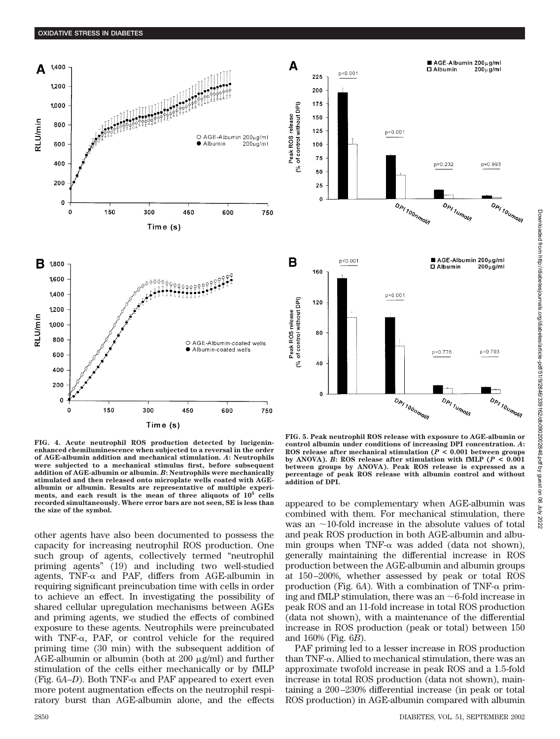FIG. 4. Acute neutrophil ROS production detected by lucigenin-enhanced chemiluminescence when subjected to a reversal in the order of AGE-albumin addition and mechanical stimulation. *A*: Neutrophils were subjected to a mechanical stimulus first, before subsequent addition of AGE-albumin or albumin. *B*: Neutrophils were mechanically stimulated and then released onto microplate wells coated with AGE-albumin or albumin. Results are representative of multiple experiments, and each result is the mean of three aliquots of $10^5$ cells recorded simultaneously. Where error bars are not seen, SE is less than the size of the symbol.

FIG. 5. Peak neutrophil ROS release with exposure to AGE-albumin or control albumin under conditions of increasing DPI concentration. *A*: ROS release after mechanical stimulation ($P < 0.001$ between groups by ANOVA). *B*: ROS release after stimulation with fMLP ($P < 0.001$ between groups by ANOVA). Peak ROS release is expressed as a percentage of peak ROS release with albumin control and without addition of DPI.

other agents have also been documented to possess the capacity for increasing neutrophil ROS production. One such group of agents, collectively termed "neutrophil priming agents" (19) and including two well-studied agents, TNF-α and PAF, differs from AGE-albumin in requiring significant preincubation time with cells in order to achieve an effect. In investigating the possibility of shared cellular upregulation mechanisms between AGEs and priming agents, we studied the effects of combined exposure to these agents. Neutrophils were preincubated with TNF-α, PAF, or control vehicle for the required priming time (30 min) with the subsequent addition of AGE-albumin or albumin (both at 200 μg/ml) and further stimulation of the cells either mechanically or by fMLP (Fig. 6*A*–*D*). Both TNF-α and PAF appeared to exert even more potent augmentation effects on the neutrophil respiratory burst than AGE-albumin alone, and the effects appeared to be complementary when AGE-albumin was combined with them. For mechanical stimulation, there was an ~10-fold increase in the absolute values of total and peak ROS production in both AGE-albumin and albumin groups when TNF-α was added (data not shown), generally maintaining the differential increase in ROS production between the AGE-albumin and albumin groups at 150–200%, whether assessed by peak or total ROS production (Fig. 6*A*). With a combination of TNF-α priming and fMLP stimulation, there was an ~6-fold increase in peak ROS and an 11-fold increase in total ROS production (data not shown), with a maintenance of the differential increase in ROS production (peak or total) between 150 and 160% (Fig. 6*B*).

PAF priming led to a lesser increase in ROS production than TNF-α. Allied to mechanical stimulation, there was an approximate twofold increase in peak ROS and a 1.5-fold increase in total ROS production (data not shown), maintaining a 200–230% differential increase (in peak or total ROS production) in AGE-albumin compared with albumin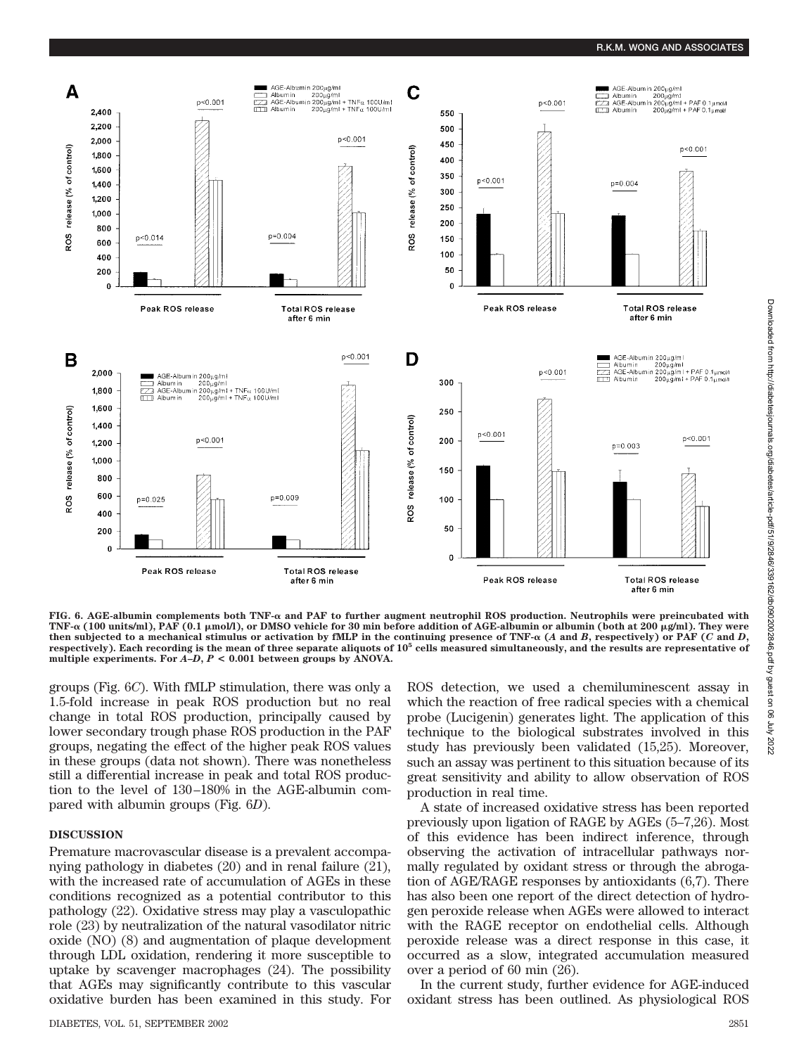**FIG. 6. AGE-albumin complements both TNF-α and PAF to further augment neutrophil ROS production. Neutrophils were preincubated with TNF-α (100 units/ml), PAF (0.1 μmol/l), or DMSO vehicle for 30 min before addition of AGE-albumin or albumin (both at 200 μg/ml). They were then subjected to a mechanical stimulus or activation by fMLP in the continuing presence of TNF-α (*A* and *B*, respectively) or PAF (*C* and *D*, respectively). Each recording is the mean of three separate aliquots of $10^5$ cells measured simultaneously, and the results are representative of multiple experiments. For *A*–*D*, $P < 0.001$ between groups by ANOVA.**

groups (Fig. 6*C*). With fMLP stimulation, there was only a 1.5-fold increase in peak ROS production but no real change in total ROS production, principally caused by lower secondary trough phase ROS production in the PAF groups, negating the effect of the higher peak ROS values in these groups (data not shown). There was nonetheless still a differential increase in peak and total ROS production to the level of 130–180% in the AGE-albumin compared with albumin groups (Fig. 6*D*).

## DISCUSSION

Premature macrovascular disease is a prevalent accompanying pathology in diabetes (20) and in renal failure (21), with the increased rate of accumulation of AGEs in these conditions recognized as a potential contributor to this pathology (22). Oxidative stress may play a vasculopathic role (23) by neutralization of the natural vasodilator nitric oxide (NO) (8) and augmentation of plaque development through LDL oxidation, rendering it more susceptible to uptake by scavenger macrophages (24). The possibility that AGEs may significantly contribute to this vascular oxidative burden has been examined in this study. For ROS detection, we used a chemiluminescent assay in which the reaction of free radical species with a chemical probe (Lucigenin) generates light. The application of this technique to the biological substrates involved in this study has previously been validated (15,25). Moreover, such an assay was pertinent to this situation because of its great sensitivity and ability to allow observation of ROS production in real time.

A state of increased oxidative stress has been reported previously upon ligation of RAGE by AGEs (5–7,26). Most of this evidence has been indirect inference, through observing the activation of intracellular pathways normally regulated by oxidant stress or through the abrogation of AGE/RAGE responses by antioxidants (6,7). There has also been one report of the direct detection of hydrogen peroxide release when AGEs were allowed to interact with the RAGE receptor on endothelial cells. Although peroxide release was a direct response in this case, it occurred as a slow, integrated accumulation measured over a period of 60 min (26).

In the current study, further evidence for AGE-induced oxidant stress has been outlined. As physiological ROS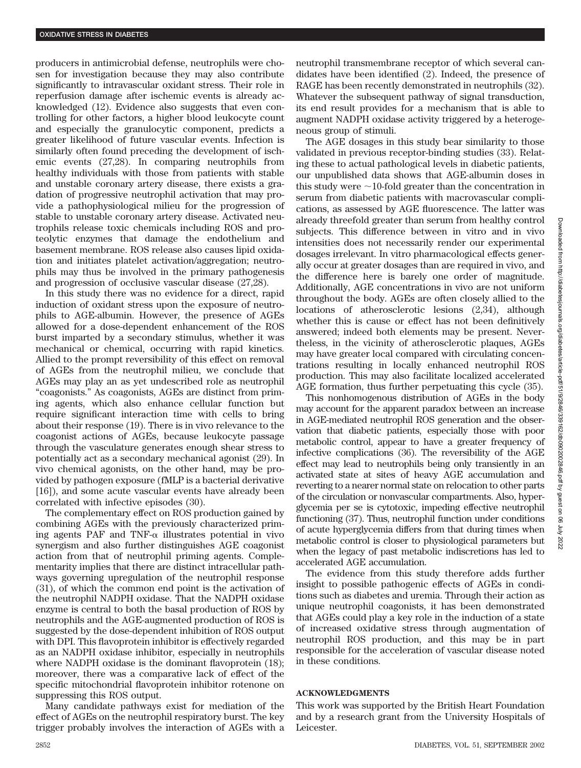producers in antimicrobial defense, neutrophils were chosen for investigation because they may also contribute significantly to intravascular oxidant stress. Their role in reperfusion damage after ischemic events is already acknowledged (12). Evidence also suggests that even controlling for other factors, a higher blood leukocyte count and especially the granulocytic component, predicts a greater likelihood of future vascular events. Infection is similarly often found preceding the development of ischemic events (27,28). In comparing neutrophils from healthy individuals with those from patients with stable and unstable coronary artery disease, there exists a gradation of progressive neutrophil activation that may provide a pathophysiological milieu for the progression of stable to unstable coronary artery disease. Activated neutrophils release toxic chemicals including ROS and proteolytic enzymes that damage the endothelium and basement membrane. ROS release also causes lipid oxidation and initiates platelet activation/aggregation; neutrophils may thus be involved in the primary pathogenesis and progression of occlusive vascular disease (27,28).

In this study there was no evidence for a direct, rapid induction of oxidant stress upon the exposure of neutrophils to AGE-albumin. However, the presence of AGEs allowed for a dose-dependent enhancement of the ROS burst imparted by a secondary stimulus, whether it was mechanical or chemical, occurring with rapid kinetics. Allied to the prompt reversibility of this effect on removal of AGEs from the neutrophil milieu, we conclude that AGEs may play an as yet undescribed role as neutrophil "coagonists." As coagonists, AGEs are distinct from priming agents, which also enhance cellular function but require significant interaction time with cells to bring about their response (19). There is in vivo relevance to the coagonist actions of AGEs, because leukocyte passage through the vasculature generates enough shear stress to potentially act as a secondary mechanical agonist (29). In vivo chemical agonists, on the other hand, may be provided by pathogen exposure (fMLP is a bacterial derivative [16]), and some acute vascular events have already been correlated with infective episodes (30).

The complementary effect on ROS production gained by combining AGEs with the previously characterized priming agents PAF and TNF-$\alpha$ illustrates potential in vivo synergism and also further distinguishes AGE coagonist action from that of neutrophil priming agents. Complementarity implies that there are distinct intracellular pathways governing upregulation of the neutrophil response (31), of which the common end point is the activation of the neutrophil NADPH oxidase. That the NADPH oxidase enzyme is central to both the basal production of ROS by neutrophils and the AGE-augmented production of ROS is suggested by the dose-dependent inhibition of ROS output with DPI. This flavoprotein inhibitor is effectively regarded as an NADPH oxidase inhibitor, especially in neutrophils where NADPH oxidase is the dominant flavoprotein (18); moreover, there was a comparative lack of effect of the specific mitochondrial flavoprotein inhibitor rotenone on suppressing this ROS output.

Many candidate pathways exist for mediation of the effect of AGEs on the neutrophil respiratory burst. The key trigger probably involves the interaction of AGEs with a neutrophil transmembrane receptor of which several candidates have been identified (2). Indeed, the presence of RAGE has been recently demonstrated in neutrophils (32). Whatever the subsequent pathway of signal transduction, its end result provides for a mechanism that is able to augment NADPH oxidase activity triggered by a heterogeneous group of stimuli.

The AGE dosages in this study bear similarity to those validated in previous receptor-binding studies (33). Relating these to actual pathological levels in diabetic patients, our unpublished data shows that AGE-albumin doses in this study were ~10-fold greater than the concentration in serum from diabetic patients with macrovascular complications, as assessed by AGE fluorescence. The latter was already threefold greater than serum from healthy control subjects. This difference between in vitro and in vivo intensities does not necessarily render our experimental dosages irrelevant. In vitro pharmacological effects generally occur at greater dosages than are required in vivo, and the difference here is barely one order of magnitude. Additionally, AGE concentrations in vivo are not uniform throughout the body. AGEs are often closely allied to the locations of atherosclerotic lesions (2,34), although whether this is cause or effect has not been definitively answered; indeed both elements may be present. Nevertheless, in the vicinity of atherosclerotic plaques, AGEs may have greater local compared with circulating concentrations resulting in locally enhanced neutrophil ROS production. This may also facilitate localized accelerated AGE formation, thus further perpetuating this cycle (35).

This nonhomogenous distribution of AGEs in the body may account for the apparent paradox between an increase in AGE-mediated neutrophil ROS generation and the observation that diabetic patients, especially those with poor metabolic control, appear to have a greater frequency of infective complications (36). The reversibility of the AGE effect may lead to neutrophils being only transiently in an activated state at sites of heavy AGE accumulation and reverting to a nearer normal state on relocation to other parts of the circulation or nonvascular compartments. Also, hyperglycemia per se is cytotoxic, impeding effective neutrophil functioning (37). Thus, neutrophil function under conditions of acute hyperglycemia differs from that during times when metabolic control is closer to physiological parameters but when the legacy of past metabolic indiscretions has led to accelerated AGE accumulation.

The evidence from this study therefore adds further insight to possible pathogenic effects of AGEs in conditions such as diabetes and uremia. Through their action as unique neutrophil coagonists, it has been demonstrated that AGEs could play a key role in the induction of a state of increased oxidative stress through augmentation of neutrophil ROS production, and this may be in part responsible for the acceleration of vascular disease noted in these conditions.

## ACKNOWLEDGMENTS

This work was supported by the British Heart Foundation and by a research grant from the University Hospitals of Leicester.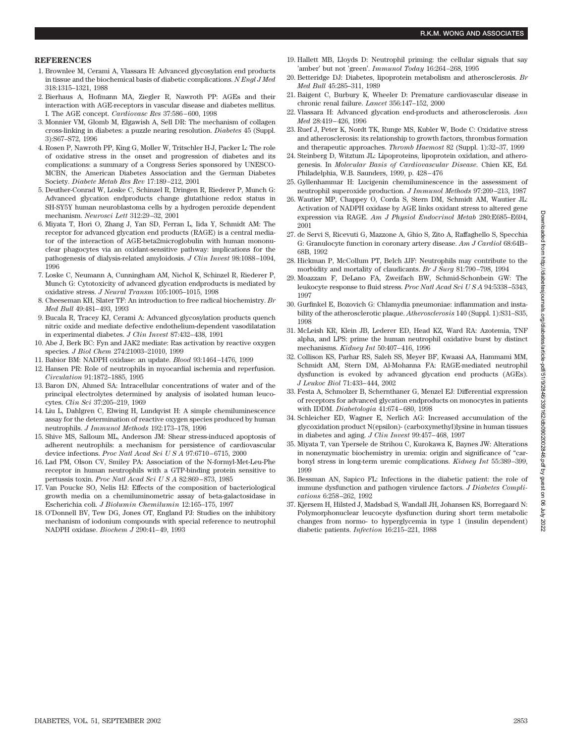## REFERENCES

1. Brownlee M, Cerami A, Vlassara H: Advanced glycosylation end products in tissue and the biochemical basis of diabetic complications. *N Engl J Med* 318:1315–1321, 1988
2. Bierhaus A, Hofmann MA, Ziegler R, Nawroth PP: AGEs and their interaction with AGE-receptors in vascular disease and diabetes mellitus. I. The AGE concept. *Cardiovasc Res* 37:586–600, 1998
3. Monnier VM, Glomb M, Elgawish A, Sell DR: The mechanism of collagen cross-linking in diabetes: a puzzle nearing resolution. *Diabetes* 45 (Suppl. 3):S67–S72, 1996
4. Rosen P, Nawroth PP, King G, Moller W, Tritschler H-J, Packer L: The role of oxidative stress in the onset and progression of diabetes and its complications: a summary of a Congress Series sponsored by UNESCO-MCBN, the American Diabetes Association and the German Diabetes Society. *Diabete Metab Res Rev* 17:189–212, 2001
5. Deuther-Conrad W, Loske C, Schinzel R, Dringen R, Riederer P, Munch G: Advanced glycation endproducts change glutathione redox status in SH-SY5Y human neuroblastoma cells by a hydrogen peroxide dependent mechanism. *Neurosci Lett* 312:29–32, 2001
6. Miyata T, Hori O, Zhang J, Yan SD, Ferran L, Iida Y, Schmidt AM: The receptor for advanced glycation end products (RAGE) is a central mediator of the interaction of AGE-beta2microglobulin with human mononuclear phagocytes via an oxidant-sensitive pathway: implications for the pathogenesis of dialysis-related amyloidosis. *J Clin Invest* 98:1088–1094, 1996
7. Loske C, Neumann A, Cunningham AM, Nichol K, Schinzel R, Riederer P, Munch G: Cytotoxicity of advanced glycation endproducts is mediated by oxidative stress. *J Neural Transm* 105:1005–1015, 1998
8. Cheeseman KH, Slater TF: An introduction to free radical biochemistry. *Br Med Bull* 49:481–493, 1993
9. Bucala R, Tracey KJ, Cerami A: Advanced glycosylation products quench nitric oxide and mediate defective endothelium-dependent vasodilatation in experimental diabetes. *J Clin Invest* 87:432–438, 1991
10. Abe J, Berk BC: Fyn and JAK2 mediate: Ras activation by reactive oxygen species. *J Biol Chem* 274:21003–21010, 1999
11. Babior BM: NADPH oxidase: an update. *Blood* 93:1464–1476, 1999
12. Hansen PR: Role of neutrophils in myocardial ischemia and reperfusion. *Circulation* 91:1872–1885, 1995
13. Baron DN, Ahmed SA: Intracellular concentrations of water and of the principal electrolytes determined by analysis of isolated human leucocytes. *Clin Sci* 37:205–219, 1969
14. Liu L, Dahlgren C, Elwing H, Lundqvist H: A simple chemiluminescence assay for the determination of reactive oxygen species produced by human neutrophils. *J Immunol Methods* 192:173–178, 1996
15. Shive MS, Salloum ML, Anderson JM: Shear stress-induced apoptosis of adherent neutrophils: a mechanism for persistence of cardiovascular device infections. *Proc Natl Acad Sci U S A* 97:6710–6715, 2000
16. Lad PM, Olson CV, Smiley PA: Association of the N-formyl-Met-Leu-Phe receptor in human neutrophils with a GTP-binding protein sensitive to pertussis toxin. *Proc Natl Acad Sci U S A* 82:869–873, 1985
17. Van Poucke SO, Nelis HJ: Effects of the composition of bacteriological growth media on a chemiluminometric assay of beta-galactosidase in Escherichia coli. *J Biolumin Chemilumin* 12:165–175, 1997
18. O'Donnell BV, Tew DG, Jones OT, England PJ: Studies on the inhibitory mechanism of iodonium compounds with special reference to neutrophil NADPH oxidase. *Biochem J* 290:41–49, 1993
19. Hallett MB, Lloyds D: Neutrophil priming: the cellular signals that say 'amber' but not 'green'. *Immunol Today* 16:264–268, 1995
20. Betteridge DJ: Diabetes, lipoprotein metabolism and atherosclerosis. *Br Med Bull* 45:285–311, 1989
21. Baigent C, Burbury K, Wheeler D: Premature cardiovascular disease in chronic renal failure. *Lancet* 356:147–152, 2000
22. Vlassara H: Advanced glycation end-products and atherosclerosis. *Ann Med* 28:419–426, 1996
23. Ruef J, Peter K, Nordt TK, Runge MS, Kubler W, Bode C: Oxidative stress and atherosclerosis: its relationship to growth factors, thrombus formation and therapeutic approaches. *Thromb Haemost* 82 (Suppl. 1):32–37, 1999
24. Steinberg D, Witztum JL: Lipoproteins, lipoprotein oxidation, and atherogenesis. In *Molecular Basis of Cardiovascular Disease*. Chien KE, Ed. Philadelphia, W.B. Saunders, 1999, p. 428–476
25. Gyllenhammar H: Lucigenin chemiluminescence in the assessment of neutrophil superoxide production. *J Immunol Methods* 97:209–213, 1987
26. Wautier MP, Chappey O, Corda S, Stern DM, Schmidt AM, Wautier JL: Activation of NADPH oxidase by AGE links oxidant stress to altered gene expression via RAGE. *Am J Physiol Endocrinol Metab* 280:E685–E694, 2001
27. de Servi S, Ricevuti G, Mazzone A, Ghio S, Zito A, Raffaghello S, Specchia G: Granulocyte function in coronary artery disease. *Am J Cardiol* 68:64B–68B, 1992
28. Hickman P, McCollum PT, Belch JJF: Neutrophils may contribute to the morbidity and mortality of claudicants. *Br J Surg* 81:790–798, 1994
29. Moazzam F, DeLano FA, Zweifach BW, Schmid-Schonbein GW: The leukocyte response to fluid stress. *Proc Natl Acad Sci U S A* 94:5338–5343, 1997
30. Gurfinkel E, Bozovich G: Chlamydia pneumoniae: inflammation and instability of the atherosclerotic plaque. *Atherosclerosis* 140 (Suppl. 1):S31–S35, 1998
31. McLeish KR, Klein JB, Lederer ED, Head KZ, Ward RA: Azotemia, TNF alpha, and LPS: prime the human neutrophil oxidative burst by distinct mechanisms. *Kidney Int* 50:407–416, 1996
32. Collison KS, Parhar RS, Saleh SS, Meyer BF, Kwaasi AA, Hammami MM, Schmidt AM, Stern DM, Al-Mohanna FA: RAGE-mediated neutrophil dysfunction is evoked by advanced glycation end products (AGEs). *J Leukoc Biol* 71:433–444, 2002
33. Festa A, Schmolzer B, Schernthaner G, Menzel EJ: Differential expression of receptors for advanced glycation endproducts on monocytes in patients with IDDM. *Diabetologia* 41:674–680, 1998
34. Schleicher ED, Wagner E, Nerlich AG: Increased accumulation of the glycoxidation product N(epsilon)- (carboxymethyl)lysine in human tissues in diabetes and aging. *J Clin Invest* 99:457–468, 1997
35. Miyata T, van Ypersele de Strihou C, Kurokawa K, Baynes JW: Alterations in nonenzymatic biochemistry in uremia: origin and significance of "carbonyl stress in long-term uremic complications. *Kidney Int* 55:389–399, 1999
36. Bessman AN, Sapico FL: Infections in the diabetic patient: the role of immune dysfunction and pathogen virulence factors. *J Diabetes Complications* 6:258–262, 1992
37. Kjersem H, Hilsted J, Madsbad S, Wandall JH, Johansen KS, Borregaard N: Polymorphonuclear leucocyte dysfunction during short term metabolic changes from normo- to hyperglycemia in type 1 (insulin dependent) diabetic patients. *Infection* 16:215–221, 1988